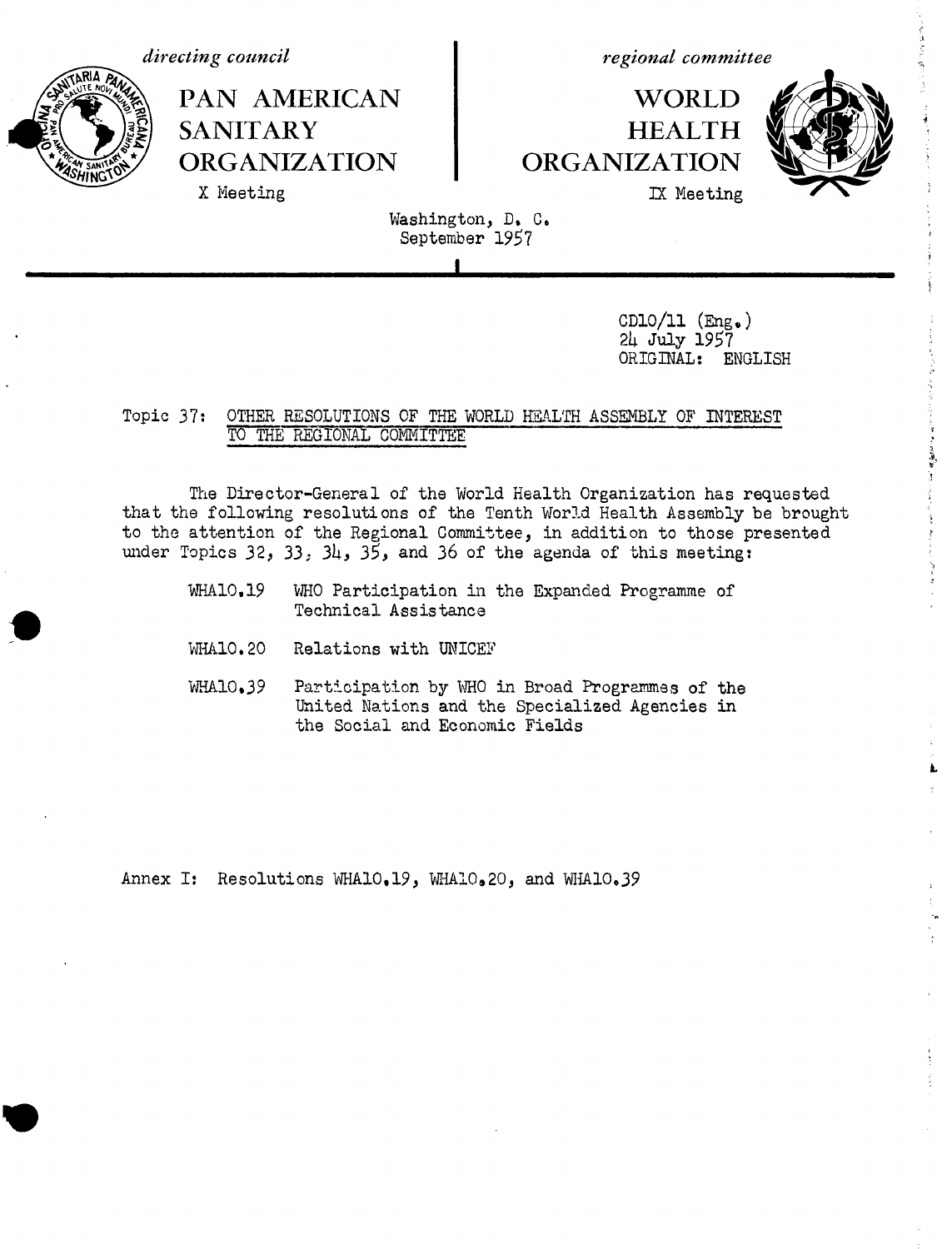*directing council*

# PAN AMERICAN SANITARY ORGANIZATION

X Meeting

*regional committee*

# WORLD HEALTH ORGANIZATION

IX Meeting

Washington, D. C.
September 1957

CD10/11 (Eng.)
24 July 1957
ORIGINAL: ENGLISH

Topic 37: OTHER RESOLUTIONS OF THE WORLD HEALTH ASSEMBLY OF INTEREST TO THE REGIONAL COMMITTEE

The Director-General of the World Health Organization has requested that the following resolutions of the Tenth World Health Assembly be brought to the attention of the Regional Committee, in addition to those presented under Topics 32, 33, 34, 35, and 36 of the agenda of this meeting:

- WHA10.19 WHO Participation in the Expanded Programme of Technical Assistance
- WHA10.20 Relations with UNICEF
- WHA10.39 Participation by WHO in Broad Programmes of the United Nations and the Specialized Agencies in the Social and Economic Fields

Annex I: Resolutions WHA10.19, WHA10.20, and WHA10.39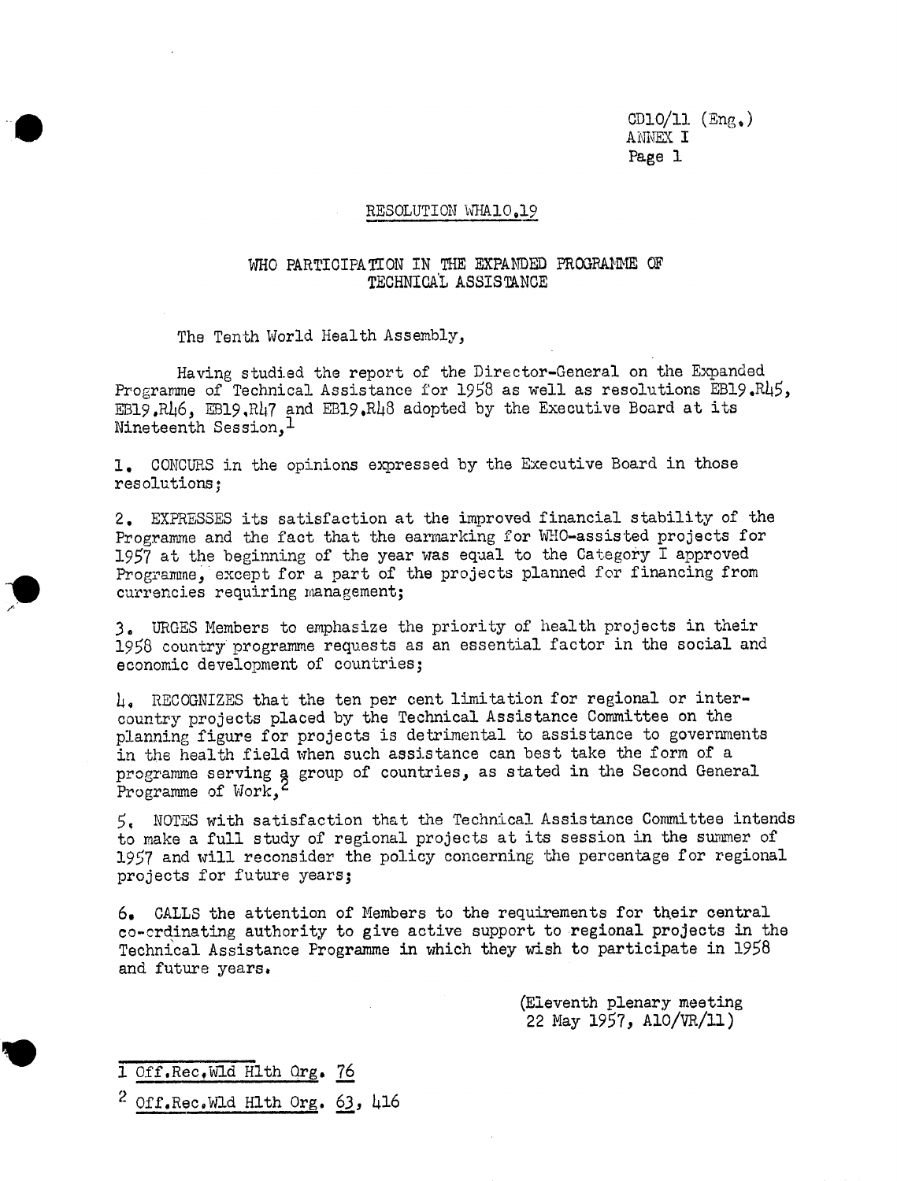CD10/11 (Eng.)
ANNEX I

## RESOLUTION WHA10.19

### WHO PARTICIPATION IN THE EXPANDED PROGRAMME OF TECHNICAL ASSISTANCE

The Tenth World Health Assembly,

Having studied the report of the Director-General on the Expanded Programme of Technical Assistance for 1958 as well as resolutions EB19.R45, EB19.R46, EB19.R47 and EB19.R48 adopted by the Executive Board at its Nineteenth Session,[1]

1. CONCURS in the opinions expressed by the Executive Board in those resolutions;

2. EXPRESSES its satisfaction at the improved financial stability of the Programme and the fact that the earmarking for WHO-assisted projects for 1957 at the beginning of the year was equal to the Category I approved Programme, except for a part of the projects planned for financing from currencies requiring management;

3. URGES Members to emphasize the priority of health projects in their 1958 country programme requests as an essential factor in the social and economic development of countries;

4. RECOGNIZES that the ten per cent limitation for regional or inter-country projects placed by the Technical Assistance Committee on the planning figure for projects is detrimental to assistance to governments in the health field when such assistance can best take the form of a programme serving a group of countries, as stated in the Second General Programme of Work,[2]

5. NOTES with satisfaction that the Technical Assistance Committee intends to make a full study of regional projects at its session in the summer of 1957 and will reconsider the policy concerning the percentage for regional projects for future years;

6. CALLS the attention of Members to the requirements for their central co-ordinating authority to give active support to regional projects in the Technical Assistance Programme in which they wish to participate in 1958 and future years.

(Eleventh plenary meeting
22 May 1957, A10/VR/11)

---

1 Off.Rec.Wld Hlth Org. 76

2 Off.Rec.Wld Hlth Org. 63, 416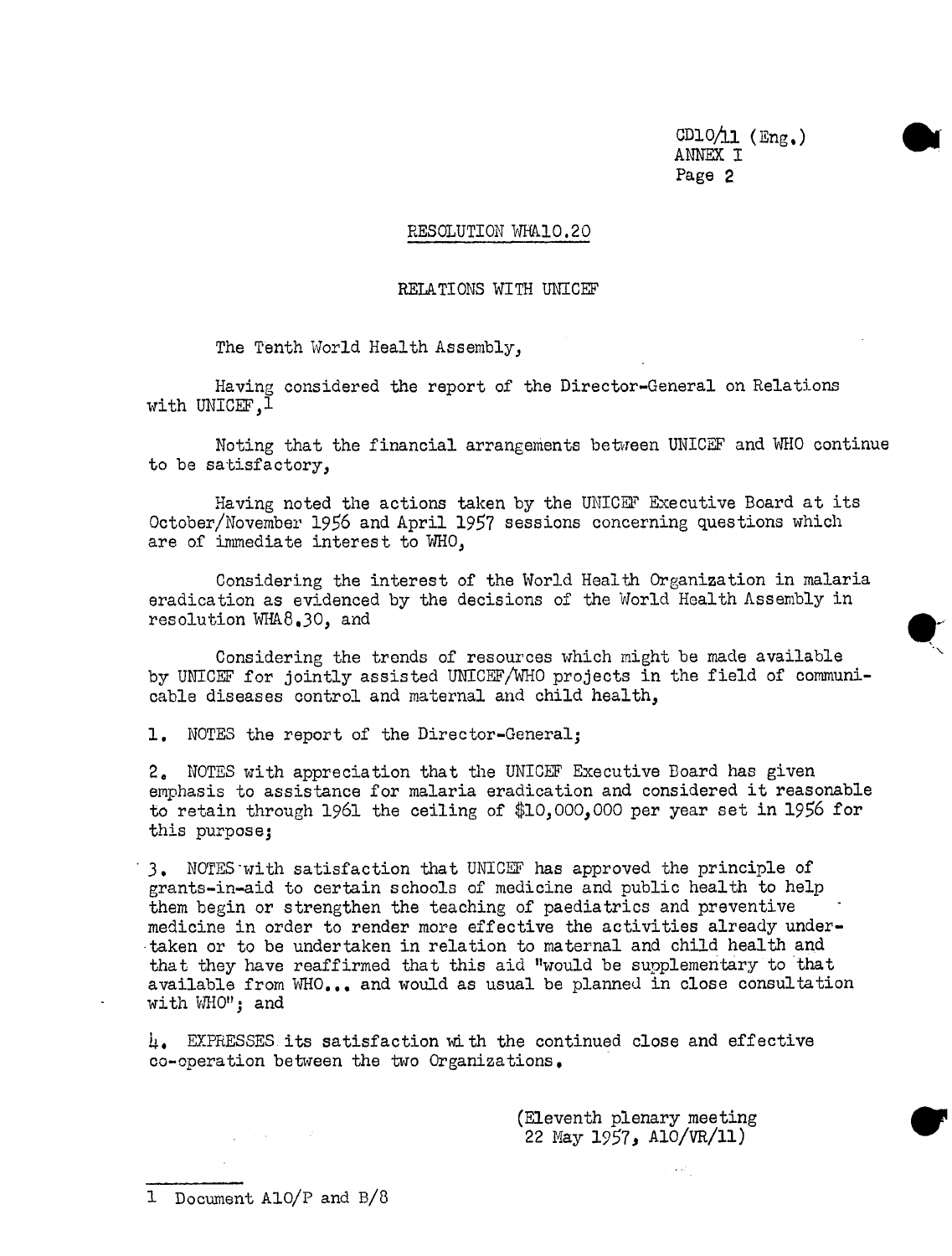## RESOLUTION WHA10.20

### RELATIONS WITH UNICEF

The Tenth World Health Assembly,

Having considered the report of the Director-General on Relations with UNICEF,[1]

Noting that the financial arrangements between UNICEF and WHO continue to be satisfactory,

Having noted the actions taken by the UNICEF Executive Board at its October/November 1956 and April 1957 sessions concerning questions which are of immediate interest to WHO,

Considering the interest of the World Health Organization in malaria eradication as evidenced by the decisions of the World Health Assembly in resolution WHA8.30, and

Considering the trends of resources which might be made available by UNICEF for jointly assisted UNICEF/WHO projects in the field of communicable diseases control and maternal and child health,

1. NOTES the report of the Director-General;

2. NOTES with appreciation that the UNICEF Executive Board has given emphasis to assistance for malaria eradication and considered it reasonable to retain through 1961 the ceiling of $10,000,000 per year set in 1956 for this purpose;

3. NOTES with satisfaction that UNICEF has approved the principle of grants-in-aid to certain schools of medicine and public health to help them begin or strengthen the teaching of paediatrics and preventive medicine in order to render more effective the activities already undertaken or to be undertaken in relation to maternal and child health and that they have reaffirmed that this aid "would be supplementary to that available from WHO... and would as usual be planned in close consultation with WHO"; and

4. EXPRESSES its satisfaction with the continued close and effective co-operation between the two Organizations.

(Eleventh plenary meeting
22 May 1957, A10/VR/11)

---

[1] Document A10/P and B/8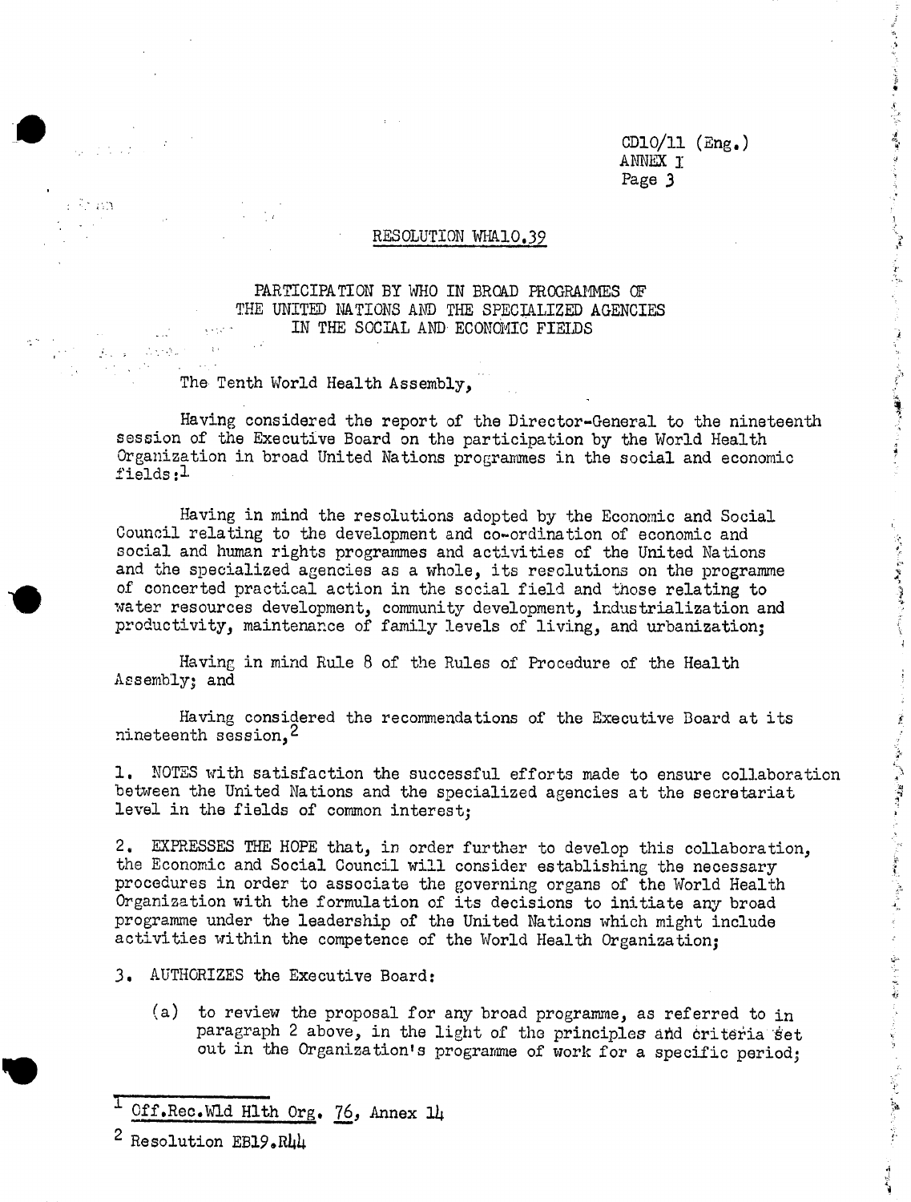RESOLUTION WHA10.39

PARTICIPATION BY WHO IN BROAD PROGRAMMES OF THE UNITED NATIONS AND THE SPECIALIZED AGENCIES IN THE SOCIAL AND ECONOMIC FIELDS

The Tenth World Health Assembly,

Having considered the report of the Director-General to the nineteenth session of the Executive Board on the participation by the World Health Organization in broad United Nations programmes in the social and economic fields:[1]

Having in mind the resolutions adopted by the Economic and Social Council relating to the development and co-ordination of economic and social and human rights programmes and activities of the United Nations and the specialized agencies as a whole, its resolutions on the programme of concerted practical action in the social field and those relating to water resources development, community development, industrialization and productivity, maintenance of family levels of living, and urbanization;

Having in mind Rule 8 of the Rules of Procedure of the Health Assembly; and

Having considered the recommendations of the Executive Board at its nineteenth session,[2]

1. NOTES with satisfaction the successful efforts made to ensure collaboration between the United Nations and the specialized agencies at the secretariat level in the fields of common interest;

2. EXPRESSES THE HOPE that, in order further to develop this collaboration, the Economic and Social Council will consider establishing the necessary procedures in order to associate the governing organs of the World Health Organization with the formulation of its decisions to initiate any broad programme under the leadership of the United Nations which might include activities within the competence of the World Health Organization;

3. AUTHORIZES the Executive Board:

   (a) to review the proposal for any broad programme, as referred to in paragraph 2 above, in the light of the principles and criteria set out in the Organization's programme of work for a specific period;

---

[1] Off.Rec.Wld Hlth Org. 76, Annex 14

[2] Resolution EB19.R44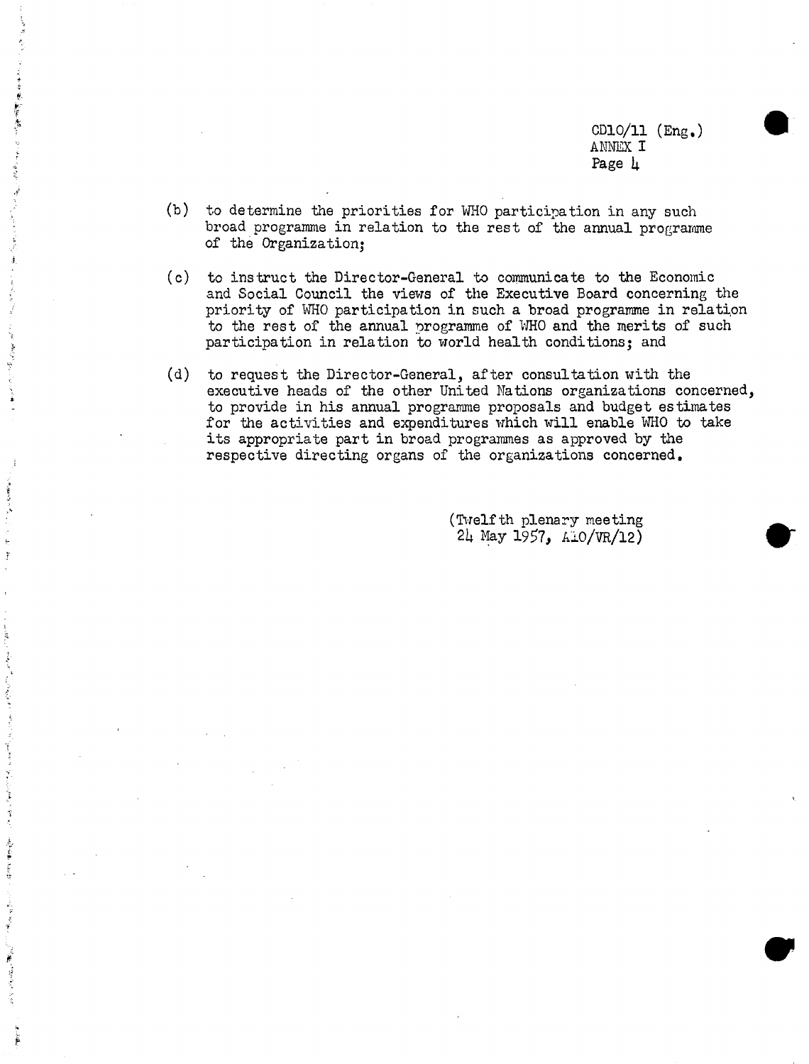(b) to determine the priorities for WHO participation in any such broad programme in relation to the rest of the annual programme of the Organization;

(c) to instruct the Director-General to communicate to the Economic and Social Council the views of the Executive Board concerning the priority of WHO participation in such a broad programme in relation to the rest of the annual programme of WHO and the merits of such participation in relation to world health conditions; and

(d) to request the Director-General, after consultation with the executive heads of the other United Nations organizations concerned, to provide in his annual programme proposals and budget estimates for the activities and expenditures which will enable WHO to take its appropriate part in broad programmes as approved by the respective directing organs of the organizations concerned.

(Twelfth plenary meeting
24 May 1957, A10/VR/12)